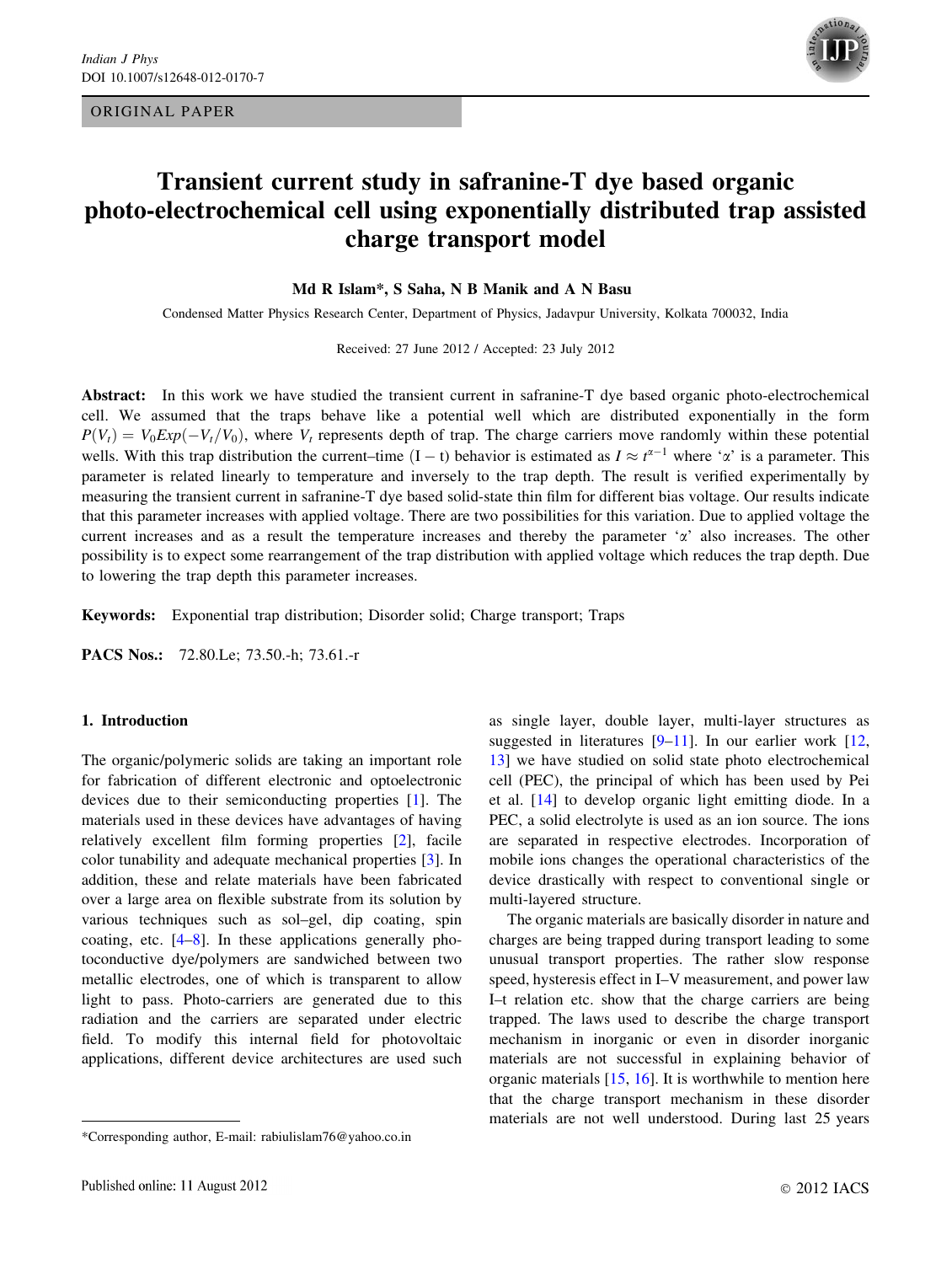ORIGINAL PAPER

# Transient current study in safranine-T dye based organic photo-electrochemical cell using exponentially distributed trap assisted charge transport model

**Md R Islam\*, S Saha, N B Manik and A N Basu**

Condensed Matter Physics Research Center, Department of Physics, Jadavpur University, Kolkata 700032, India

Received: 27 June 2012 / Accepted: 23 July 2012

**Abstract:** In this work we have studied the transient current in safranine-T dye based organic photo-electrochemical cell. We assumed that the traps behave like a potential well which are distributed exponentially in the form $P(V_t) = V_0 Exp(-V_t/V_0)$, where $V_t$ represents depth of trap. The charge carriers move randomly within these potential wells. With this trap distribution the current–time (I − t) behavior is estimated as $I \approx t^{\alpha-1}$ where '$\alpha$' is a parameter. This parameter is related linearly to temperature and inversely to the trap depth. The result is verified experimentally by measuring the transient current in safranine-T dye based solid-state thin film for different bias voltage. Our results indicate that this parameter increases with applied voltage. There are two possibilities for this variation. Due to applied voltage the current increases and as a result the temperature increases and thereby the parameter '$\alpha$' also increases. The other possibility is to expect some rearrangement of the trap distribution with applied voltage which reduces the trap depth. Due to lowering the trap depth this parameter increases.

**Keywords:** Exponential trap distribution; Disorder solid; Charge transport; Traps

**PACS Nos.:** 72.80.Le; 73.50.-h; 73.61.-r

## 1. Introduction

The organic/polymeric solids are taking an important role for fabrication of different electronic and optoelectronic devices due to their semiconducting properties [1]. The materials used in these devices have advantages of having relatively excellent film forming properties [2], facile color tunability and adequate mechanical properties [3]. In addition, these and relate materials have been fabricated over a large area on flexible substrate from its solution by various techniques such as sol–gel, dip coating, spin coating, etc. [4–8]. In these applications generally photoconductive dye/polymers are sandwiched between two metallic electrodes, one of which is transparent to allow light to pass. Photo-carriers are generated due to this radiation and the carriers are separated under electric field. To modify this internal field for photovoltaic applications, different device architectures are used such as single layer, double layer, multi-layer structures as suggested in literatures [9–11]. In our earlier work [12, 13] we have studied on solid state photo electrochemical cell (PEC), the principal of which has been used by Pei et al. [14] to develop organic light emitting diode. In a PEC, a solid electrolyte is used as an ion source. The ions are separated in respective electrodes. Incorporation of mobile ions changes the operational characteristics of the device drastically with respect to conventional single or multi-layered structure.

The organic materials are basically disorder in nature and charges are being trapped during transport leading to some unusual transport properties. The rather slow response speed, hysteresis effect in I–V measurement, and power law I–t relation etc. show that the charge carriers are being trapped. The laws used to describe the charge transport mechanism in inorganic or even in disorder inorganic materials are not successful in explaining behavior of organic materials [15, 16]. It is worthwhile to mention here that the charge transport mechanism in these disorder materials are not well understood. During last 25 years

\*Corresponding author, E-mail: rabiulislam76@yahoo.co.in

Published online: 11 August 2012

© 2012 IACS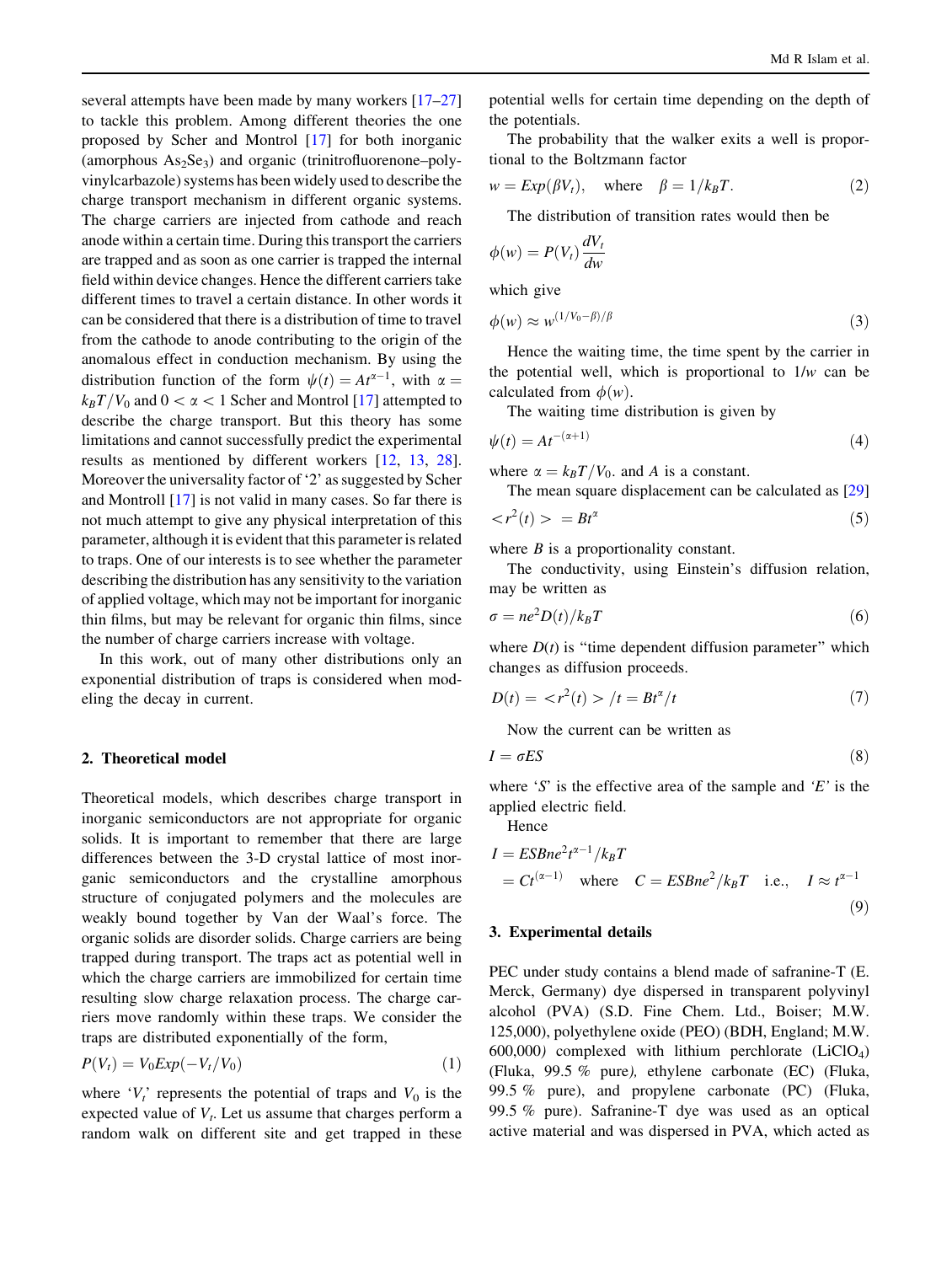several attempts have been made by many workers [17–27] to tackle this problem. Among different theories the one proposed by Scher and Montrol [17] for both inorganic (amorphous $As_2Se_3$) and organic (trinitrofluorenone–polyvinylcarbazole) systems has been widely used to describe the charge transport mechanism in different organic systems. The charge carriers are injected from cathode and reach anode within a certain time. During this transport the carriers are trapped and as soon as one carrier is trapped the internal field within device changes. Hence the different carriers take different times to travel a certain distance. In other words it can be considered that there is a distribution of time to travel from the cathode to anode contributing to the origin of the anomalous effect in conduction mechanism. By using the distribution function of the form $\psi(t) = At^{\alpha-1}$, with $\alpha = k_BT/V_0$ and $0 < \alpha < 1$ Scher and Montrol [17] attempted to describe the charge transport. But this theory has some limitations and cannot successfully predict the experimental results as mentioned by different workers [12, 13, 28]. Moreover the universality factor of '2' as suggested by Scher and Montroll [17] is not valid in many cases. So far there is not much attempt to give any physical interpretation of this parameter, although it is evident that this parameter is related to traps. One of our interests is to see whether the parameter describing the distribution has any sensitivity to the variation of applied voltage, which may not be important for inorganic thin films, but may be relevant for organic thin films, since the number of charge carriers increase with voltage.

In this work, out of many other distributions only an exponential distribution of traps is considered when modeling the decay in current.

## 2. Theoretical model

Theoretical models, which describes charge transport in inorganic semiconductors are not appropriate for organic solids. It is important to remember that there are large differences between the 3-D crystal lattice of most inorganic semiconductors and the crystalline amorphous structure of conjugated polymers and the molecules are weakly bound together by Van der Waal's force. The organic solids are disorder solids. Charge carriers are being trapped during transport. The traps act as potential well in which the charge carriers are immobilized for certain time resulting slow charge relaxation process. The charge carriers move randomly within these traps. We consider the traps are distributed exponentially of the form,

$$P(V_t) = V_0 Exp(-V_t/V_0) \tag{1}$$

where '$V_t$' represents the potential of traps and $V_0$ is the expected value of $V_t$. Let us assume that charges perform a random walk on different site and get trapped in these potential wells for certain time depending on the depth of the potentials.

The probability that the walker exits a well is proportional to the Boltzmann factor

$$w = Exp(\beta V_t), \quad \text{where} \quad \beta = 1/k_BT. \tag{2}$$

The distribution of transition rates would then be

$$\phi(w) = P(V_t)\frac{dV_t}{dw}$$

which give

$$\phi(w) \approx w^{(1/V_0 - \beta)/\beta} \tag{3}$$

Hence the waiting time, the time spent by the carrier in the potential well, which is proportional to $1/w$ can be calculated from $\phi(w)$.

The waiting time distribution is given by

$$\psi(t) = At^{-(\alpha+1)} \tag{4}$$

where $\alpha = k_BT/V_0$. and $A$ is a constant.

The mean square displacement can be calculated as [29]

$$<r^2(t)> = Bt^{\alpha} \tag{5}$$

where $B$ is a proportionality constant.

The conductivity, using Einstein's diffusion relation, may be written as

$$\sigma = ne^2 D(t)/k_BT \tag{6}$$

where $D(t)$ is "time dependent diffusion parameter" which changes as diffusion proceeds.

$$D(t) = <r^2(t)>/t = Bt^{\alpha}/t \tag{7}$$

Now the current can be written as

$$I = \sigma ES \tag{8}$$

where '$S$' is the effective area of the sample and '$E$' is the applied electric field.

Hence

$$\begin{aligned} I &= ESBne^2 t^{\alpha-1}/k_BT \\ &= Ct^{(\alpha-1)} \quad \text{where} \quad C = ESBne^2/k_BT \quad \text{i.e.,} \quad I \approx t^{\alpha-1} \end{aligned} \tag{9}$$

## 3. Experimental details

PEC under study contains a blend made of safranine-T (E. Merck, Germany) dye dispersed in transparent polyvinyl alcohol (PVA) (S.D. Fine Chem. Ltd., Boiser; M.W. 125,000), polyethylene oxide (PEO) (BDH, England; M.W. 600,000) complexed with lithium perchlorate ($LiClO_4$) (Fluka, 99.5 % pure), ethylene carbonate (EC) (Fluka, 99.5 % pure), and propylene carbonate (PC) (Fluka, 99.5 % pure). Safranine-T dye was used as an optical active material and was dispersed in PVA, which acted as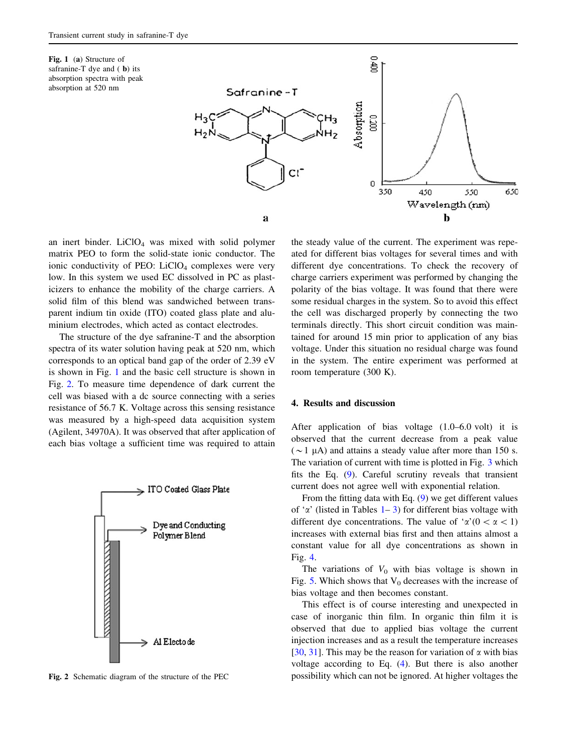**Fig. 1** (**a**) Structure of safranine-T dye and (**b**) its absorption spectra with peak absorption at 520 nm

**Fig. 2** Schematic diagram of the structure of the PEC

an inert binder. $LiClO_4$ was mixed with solid polymer matrix PEO to form the solid-state ionic conductor. The ionic conductivity of PEO: $LiClO_4$ complexes were very low. In this system we used EC dissolved in PC as plasticizers to enhance the mobility of the charge carriers. A solid film of this blend was sandwiched between transparent indium tin oxide (ITO) coated glass plate and aluminium electrodes, which acted as contact electrodes.

The structure of the dye safranine-T and the absorption spectra of its water solution having peak at 520 nm, which corresponds to an optical band gap of the order of 2.39 eV is shown in Fig. 1 and the basic cell structure is shown in Fig. 2. To measure time dependence of dark current the cell was biased with a dc source connecting with a series resistance of 56.7 K. Voltage across this sensing resistance was measured by a high-speed data acquisition system (Agilent, 34970A). It was observed that after application of each bias voltage a sufficient time was required to attain the steady value of the current. The experiment was repeated for different bias voltages for several times and with different dye concentrations. To check the recovery of charge carriers experiment was performed by changing the polarity of the bias voltage. It was found that there were some residual charges in the system. So to avoid this effect the cell was discharged properly by connecting the two terminals directly. This short circuit condition was maintained for around 15 min prior to application of any bias voltage. Under this situation no residual charge was found in the system. The entire experiment was performed at room temperature (300 K).

## 4. Results and discussion

After application of bias voltage (1.0–6.0 volt) it is observed that the current decrease from a peak value ($\sim 1$ μA) and attains a steady value after more than 150 s. The variation of current with time is plotted in Fig. 3 which fits the Eq. (9). Careful scrutiny reveals that transient current does not agree well with exponential relation.

From the fitting data with Eq. (9) we get different values of '$\alpha$' (listed in Tables 1– 3) for different bias voltage with different dye concentrations. The value of '$\alpha$'$(0 < \alpha < 1)$ increases with external bias first and then attains almost a constant value for all dye concentrations as shown in Fig. 4.

The variations of $V_0$ with bias voltage is shown in Fig. 5. Which shows that $V_0$ decreases with the increase of bias voltage and then becomes constant.

This effect is of course interesting and unexpected in case of inorganic thin film. In organic thin film it is observed that due to applied bias voltage the current injection increases and as a result the temperature increases [30, 31]. This may be the reason for variation of $\alpha$ with bias voltage according to Eq. (4). But there is also another possibility which can not be ignored. At higher voltages the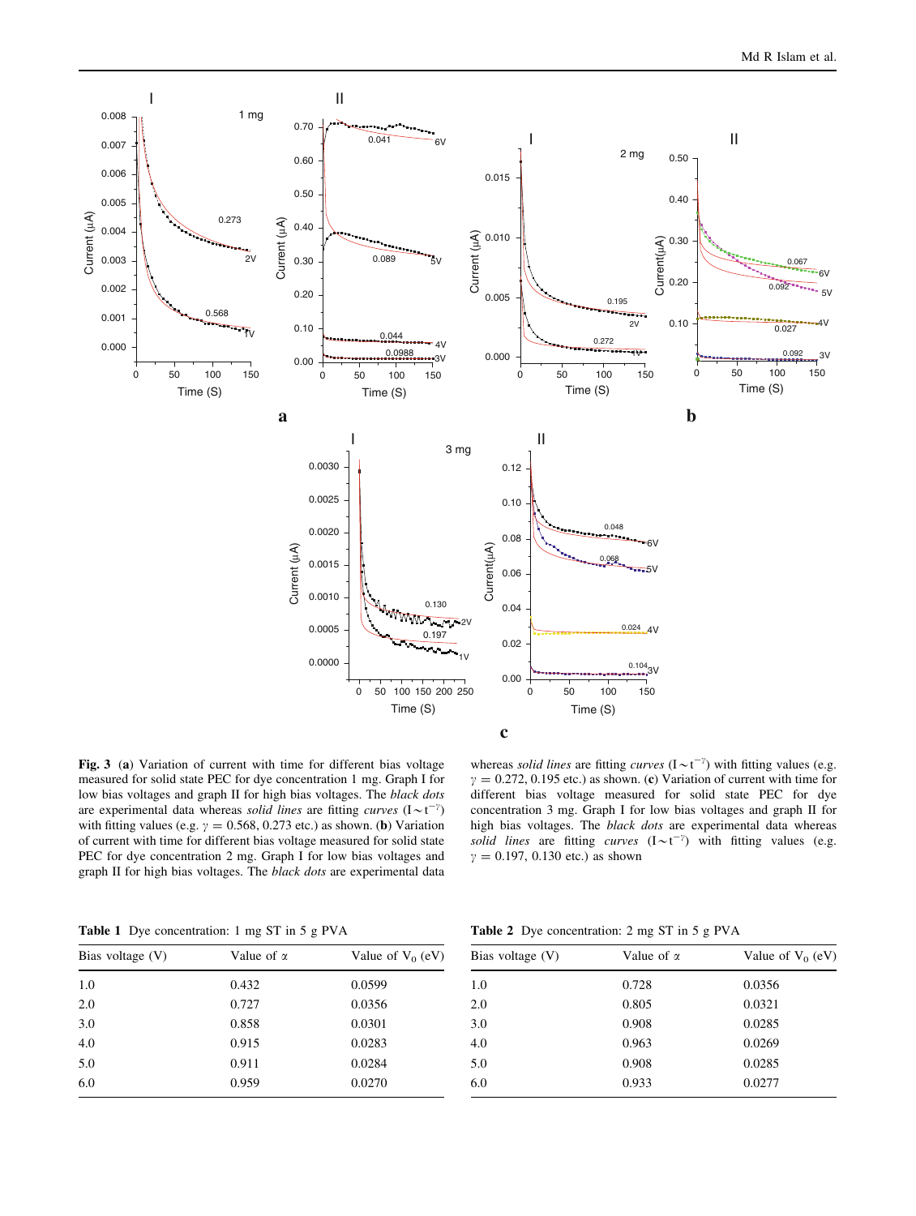**Fig. 3** (**a**) Variation of current with time for different bias voltage measured for solid state PEC for dye concentration 1 mg. Graph I for low bias voltages and graph II for high bias voltages. The *black dots* are experimental data whereas *solid lines* are fitting *curves* ($I \sim t^{-\gamma}$) with fitting values (e.g. $\gamma = 0.568$, 0.273 etc.) as shown. (**b**) Variation of current with time for different bias voltage measured for solid state PEC for dye concentration 2 mg. Graph I for low bias voltages and graph II for high bias voltages. The *black dots* are experimental data whereas *solid lines* are fitting *curves* ($I \sim t^{-\gamma}$) with fitting values (e.g. $\gamma = 0.272$, 0.195 etc.) as shown. (**c**) Variation of current with time for different bias voltage measured for solid state PEC for dye concentration 3 mg. Graph I for low bias voltages and graph II for high bias voltages. The *black dots* are experimental data whereas *solid lines* are fitting *curves* ($I \sim t^{-\gamma}$) with fitting values (e.g. $\gamma = 0.197$, 0.130 etc.) as shown

**Table 1** Dye concentration: 1 mg ST in 5 g PVA

| Bias voltage (V) | Value of $\alpha$ | Value of $V_0$ (eV) |
|---|---|---|
| 1.0 | 0.432 | 0.0599 |
| 2.0 | 0.727 | 0.0356 |
| 3.0 | 0.858 | 0.0301 |
| 4.0 | 0.915 | 0.0283 |
| 5.0 | 0.911 | 0.0284 |
| 6.0 | 0.959 | 0.0270 |

**Table 2** Dye concentration: 2 mg ST in 5 g PVA

| Bias voltage (V) | Value of $\alpha$ | Value of $V_0$ (eV) |
|---|---|---|
| 1.0 | 0.728 | 0.0356 |
| 2.0 | 0.805 | 0.0321 |
| 3.0 | 0.908 | 0.0285 |
| 4.0 | 0.963 | 0.0269 |
| 5.0 | 0.908 | 0.0285 |
| 6.0 | 0.933 | 0.0277 |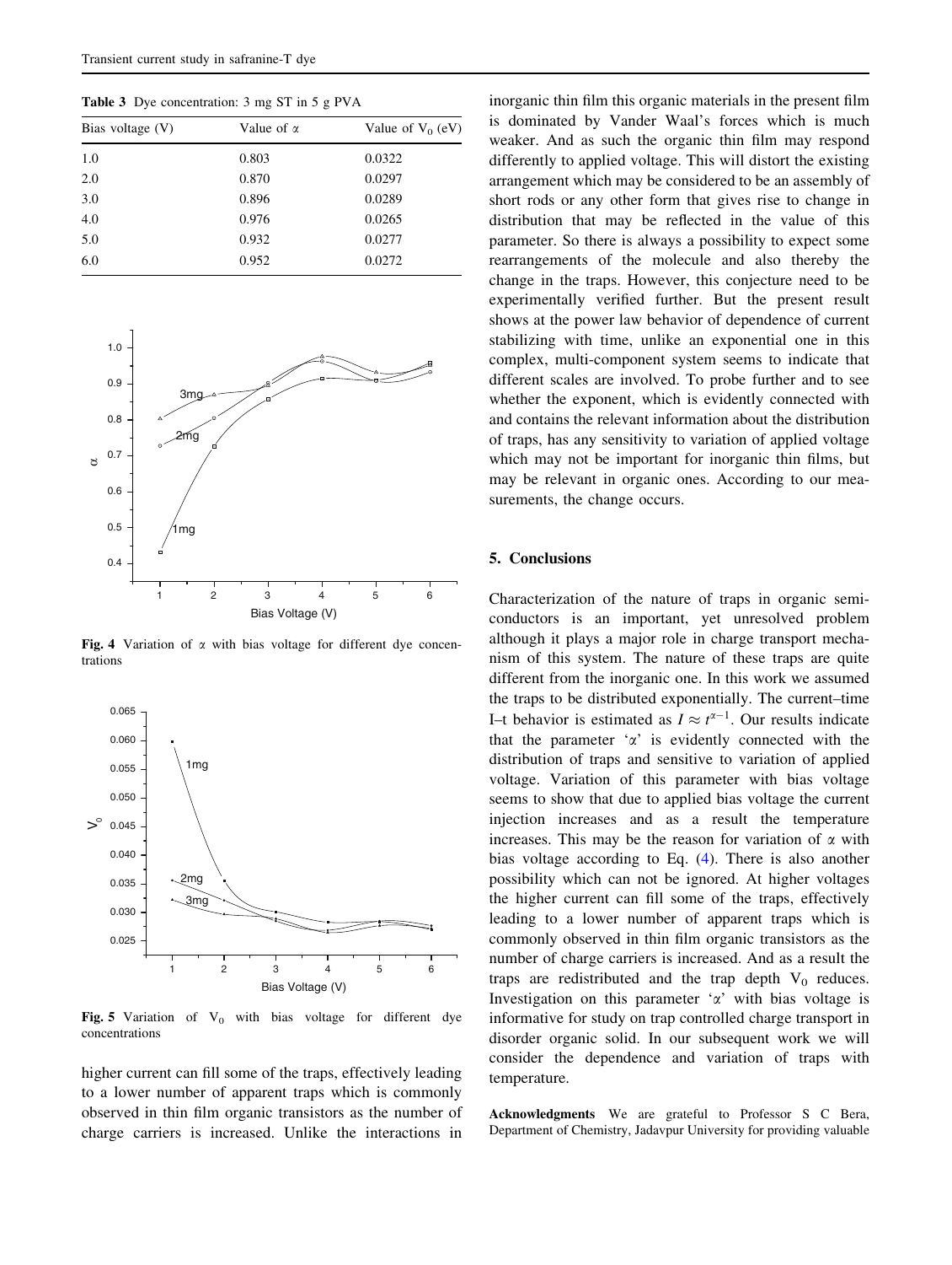**Table 3** Dye concentration: 3 mg ST in 5 g PVA

| Bias voltage (V) | Value of $\alpha$ | Value of $V_0$ (eV) |
|---|---|---|
| 1.0 | 0.803 | 0.0322 |
| 2.0 | 0.870 | 0.0297 |
| 3.0 | 0.896 | 0.0289 |
| 4.0 | 0.976 | 0.0265 |
| 5.0 | 0.932 | 0.0277 |
| 6.0 | 0.952 | 0.0272 |

**Fig. 4** Variation of $\alpha$ with bias voltage for different dye concentrations

**Fig. 5** Variation of $V_0$ with bias voltage for different dye concentrations

higher current can fill some of the traps, effectively leading to a lower number of apparent traps which is commonly observed in thin film organic transistors as the number of charge carriers is increased. Unlike the interactions in inorganic thin film this organic materials in the present film is dominated by Vander Waal's forces which is much weaker. And as such the organic thin film may respond differently to applied voltage. This will distort the existing arrangement which may be considered to be an assembly of short rods or any other form that gives rise to change in distribution that may be reflected in the value of this parameter. So there is always a possibility to expect some rearrangements of the molecule and also thereby the change in the traps. However, this conjecture need to be experimentally verified further. But the present result shows at the power law behavior of dependence of current stabilizing with time, unlike an exponential one in this complex, multi-component system seems to indicate that different scales are involved. To probe further and to see whether the exponent, which is evidently connected with and contains the relevant information about the distribution of traps, has any sensitivity to variation of applied voltage which may not be important for inorganic thin films, but may be relevant in organic ones. According to our measurements, the change occurs.

## 5. Conclusions

Characterization of the nature of traps in organic semiconductors is an important, yet unresolved problem although it plays a major role in charge transport mechanism of this system. The nature of these traps are quite different from the inorganic one. In this work we assumed the traps to be distributed exponentially. The current–time I–t behavior is estimated as $I \approx t^{\alpha-1}$. Our results indicate that the parameter '$\alpha$' is evidently connected with the distribution of traps and sensitive to variation of applied voltage. Variation of this parameter with bias voltage seems to show that due to applied bias voltage the current injection increases and as a result the temperature increases. This may be the reason for variation of $\alpha$ with bias voltage according to Eq. (4). There is also another possibility which can not be ignored. At higher voltages the higher current can fill some of the traps, effectively leading to a lower number of apparent traps which is commonly observed in thin film organic transistors as the number of charge carriers is increased. And as a result the traps are redistributed and the trap depth $V_0$ reduces. Investigation on this parameter '$\alpha$' with bias voltage is informative for study on trap controlled charge transport in disorder organic solid. In our subsequent work we will consider the dependence and variation of traps with temperature.

**Acknowledgments** We are grateful to Professor S C Bera, Department of Chemistry, Jadavpur University for providing valuable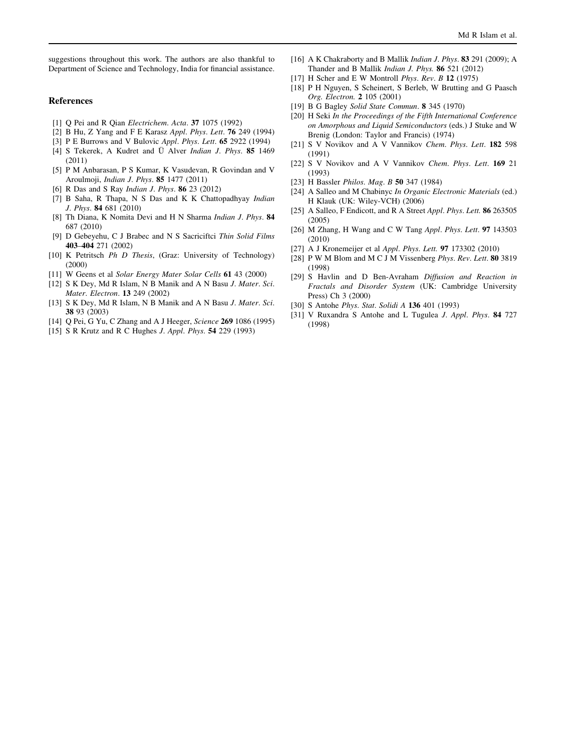suggestions throughout this work. The authors are also thankful to Department of Science and Technology, India for financial assistance.

## References

[1] Q Pei and R Qian *Electrichem. Acta*. **37** 1075 (1992)

[2] B Hu, Z Yang and F E Karasz *Appl. Phys. Lett*. **76** 249 (1994)

[3] P E Burrows and V Bulovic *Appl. Phys. Lett*. **65** 2922 (1994)

[4] S Tekerek, A Kudret and Ü Alver *Indian J. Phys*. **85** 1469 (2011)

[5] P M Anbarasan, P S Kumar, K Vasudevan, R Govindan and V Aroulmoji, *Indian J. Phys*. **85** 1477 (2011)

[6] R Das and S Ray *Indian J. Phys*. **86** 23 (2012)

[7] B Saha, R Thapa, N S Das and K K Chattopadhyay *Indian J. Phys*. **84** 681 (2010)

[8] Th Diana, K Nomita Devi and H N Sharma *Indian J. Phys*. **84** 687 (2010)

[9] D Gebeyehu, C J Brabec and N S Sacriciftci *Thin Solid Films* **403–404** 271 (2002)

[10] K Petritsch *Ph D Thesis*, (Graz: University of Technology) (2000)

[11] W Geens et al *Solar Energy Mater Solar Cells* **61** 43 (2000)

[12] S K Dey, Md R Islam, N B Manik and A N Basu *J. Mater. Sci. Mater. Electron*. **13** 249 (2002)

[13] S K Dey, Md R Islam, N B Manik and A N Basu *J. Mater. Sci.* **38** 93 (2003)

[14] Q Pei, G Yu, C Zhang and A J Heeger, *Science* **269** 1086 (1995)

[15] S R Krutz and R C Hughes *J. Appl. Phys*. **54** 229 (1993)

[16] A K Chakraborty and B Mallik *Indian J. Phys*. **83** 291 (2009); A Thander and B Mallik *Indian J. Phys.* **86** 521 (2012)

[17] H Scher and E W Montroll *Phys. Rev. B* **12** (1975)

[18] P H Nguyen, S Scheinert, S Berleb, W Brutting and G Paasch *Org. Electron.* **2** 105 (2001)

[19] B G Bagley *Solid State Commun*. **8** 345 (1970)

[20] H Seki *In the Proceedings of the Fifth International Conference on Amorphous and Liquid Semiconductors* (eds.) J Stuke and W Brenig (London: Taylor and Francis) (1974)

[21] S V Novikov and A V Vannikov *Chem. Phys. Lett*. **182** 598 (1991)

[22] S V Novikov and A V Vannikov *Chem. Phys. Lett*. **169** 21 (1993)

[23] H Bassler *Philos. Mag. B* **50** 347 (1984)

[24] A Salleo and M Chabinyc *In Organic Electronic Materials* (ed.) H Klauk (UK: Wiley-VCH) (2006)

[25] A Salleo, F Endicott, and R A Street *Appl. Phys. Lett.* **86** 263505 (2005)

[26] M Zhang, H Wang and C W Tang *Appl. Phys. Lett*. **97** 143503 (2010)

[27] A J Kronemeijer et al *Appl. Phys. Lett.* **97** 173302 (2010)

[28] P W M Blom and M C J M Vissenberg *Phys. Rev. Lett*. **80** 3819 (1998)

[29] S Havlin and D Ben-Avraham *Diffusion and Reaction in Fractals and Disorder System* (UK: Cambridge University Press) Ch 3 (2000)

[30] S Antohe *Phys. Stat. Solidi A* **136** 401 (1993)

[31] V Ruxandra S Antohe and L Tugulea *J. Appl. Phys*. **84** 727 (1998)